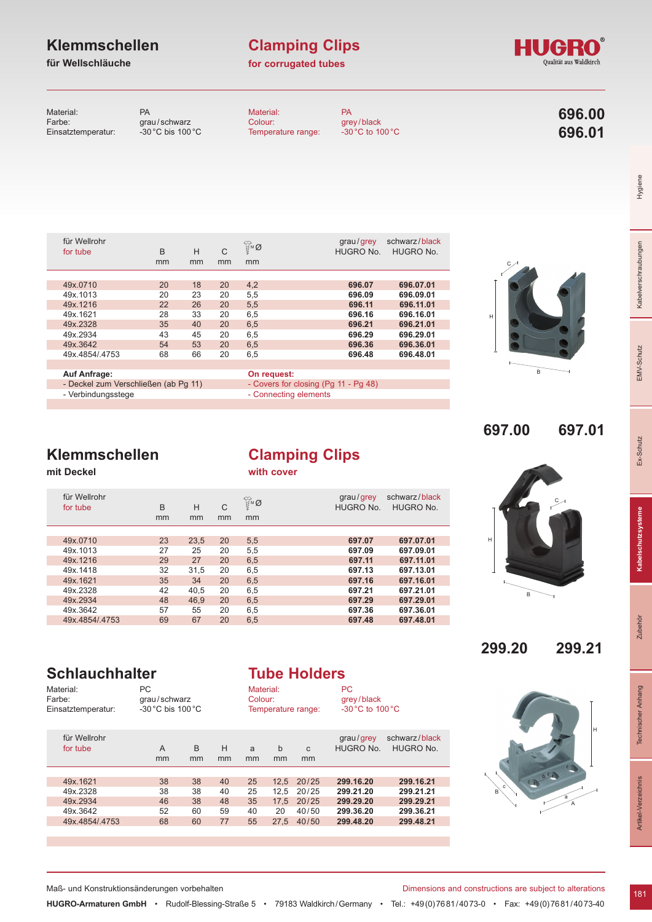# Klemmschellen

**für Wellschläuche**

# Clamping Clips

**for corrugated tubes**

HUGRO® Qualität aus Waldkirch

Material: PA
Farbe: grau / schwarz
Einsatztemperatur: -30 °C bis 100 °C

Material: PA
Colour: grey / black
Temperature range: -30 °C to 100 °C

**696.00**
**696.01**

| für Wellrohr / for tube | B mm | H mm | C mm | Ø mm | grau / grey HUGRO No. | schwarz / black HUGRO No. |
|---|---|---|---|---|---|---|
| 49x.0710 | 20 | 18 | 20 | 4,2 | **696.07** | **696.07.01** |
| 49x.1013 | 20 | 23 | 20 | 5,5 | **696.09** | **696.09.01** |
| 49x.1216 | 22 | 26 | 20 | 5,5 | **696.11** | **696.11.01** |
| 49x.1621 | 28 | 33 | 20 | 6,5 | **696.16** | **696.16.01** |
| 49x.2328 | 35 | 40 | 20 | 6,5 | **696.21** | **696.21.01** |
| 49x.2934 | 43 | 45 | 20 | 6,5 | **696.29** | **696.29.01** |
| 49x.3642 | 54 | 53 | 20 | 6,5 | **696.36** | **696.36.01** |
| 49x.4854/.4753 | 68 | 66 | 20 | 6,5 | **696.48** | **696.48.01** |

**Auf Anfrage:**
- Deckel zum Verschließen (ab Pg 11)
- Verbindungsstege

**On request:**
- Covers for closing (Pg 11 - Pg 48)
- Connecting elements

# Klemmschellen

**mit Deckel**

# Clamping Clips

**with cover**

**697.00** **697.01**

| für Wellrohr / for tube | B mm | H mm | C mm | Ø mm | grau / grey HUGRO No. | schwarz / black HUGRO No. |
|---|---|---|---|---|---|---|
| 49x.0710 | 23 | 23,5 | 20 | 5,5 | **697.07** | **697.07.01** |
| 49x.1013 | 27 | 25 | 20 | 5,5 | **697.09** | **697.09.01** |
| 49x.1216 | 29 | 27 | 20 | 6,5 | **697.11** | **697.11.01** |
| 49x.1418 | 32 | 31,5 | 20 | 6,5 | **697.13** | **697.13.01** |
| 49x.1621 | 35 | 34 | 20 | 6,5 | **697.16** | **697.16.01** |
| 49x.2328 | 42 | 40,5 | 20 | 6,5 | **697.21** | **697.21.01** |
| 49x.2934 | 48 | 46,9 | 20 | 6,5 | **697.29** | **697.29.01** |
| 49x.3642 | 57 | 55 | 20 | 6,5 | **697.36** | **697.36.01** |
| 49x.4854/.4753 | 69 | 67 | 20 | 6,5 | **697.48** | **697.48.01** |

# Schlauchhalter

Material: PC
Farbe: grau / schwarz
Einsatztemperatur: -30 °C bis 100 °C

# Tube Holders

Material: PC
Colour: grey / black
Temperature range: -30 °C to 100 °C

**299.20** **299.21**

| für Wellrohr / for tube | A mm | B mm | H mm | a mm | b mm | c mm | grau / grey HUGRO No. | schwarz / black HUGRO No. |
|---|---|---|---|---|---|---|---|---|
| 49x.1621 | 38 | 38 | 40 | 25 | 12,5 | 20/25 | **299.16.20** | **299.16.21** |
| 49x.2328 | 38 | 38 | 40 | 25 | 12,5 | 20/25 | **299.21.20** | **299.21.21** |
| 49x.2934 | 46 | 38 | 48 | 35 | 17,5 | 20/25 | **299.29.20** | **299.29.21** |
| 49x.3642 | 52 | 60 | 59 | 40 | 20 | 40/50 | **299.36.20** | **299.36.21** |
| 49x.4854/.4753 | 68 | 60 | 77 | 55 | 27,5 | 40/50 | **299.48.20** | **299.48.21** |

Maß- und Konstruktionsänderungen vorbehalten

Dimensions and constructions are subject to alterations

**HUGRO-Armaturen GmbH** • Rudolf-Blessing-Straße 5 • 79183 Waldkirch / Germany • Tel.: +49 (0) 76 81 / 40 73-0 • Fax: +49 (0) 76 81 / 40 73-40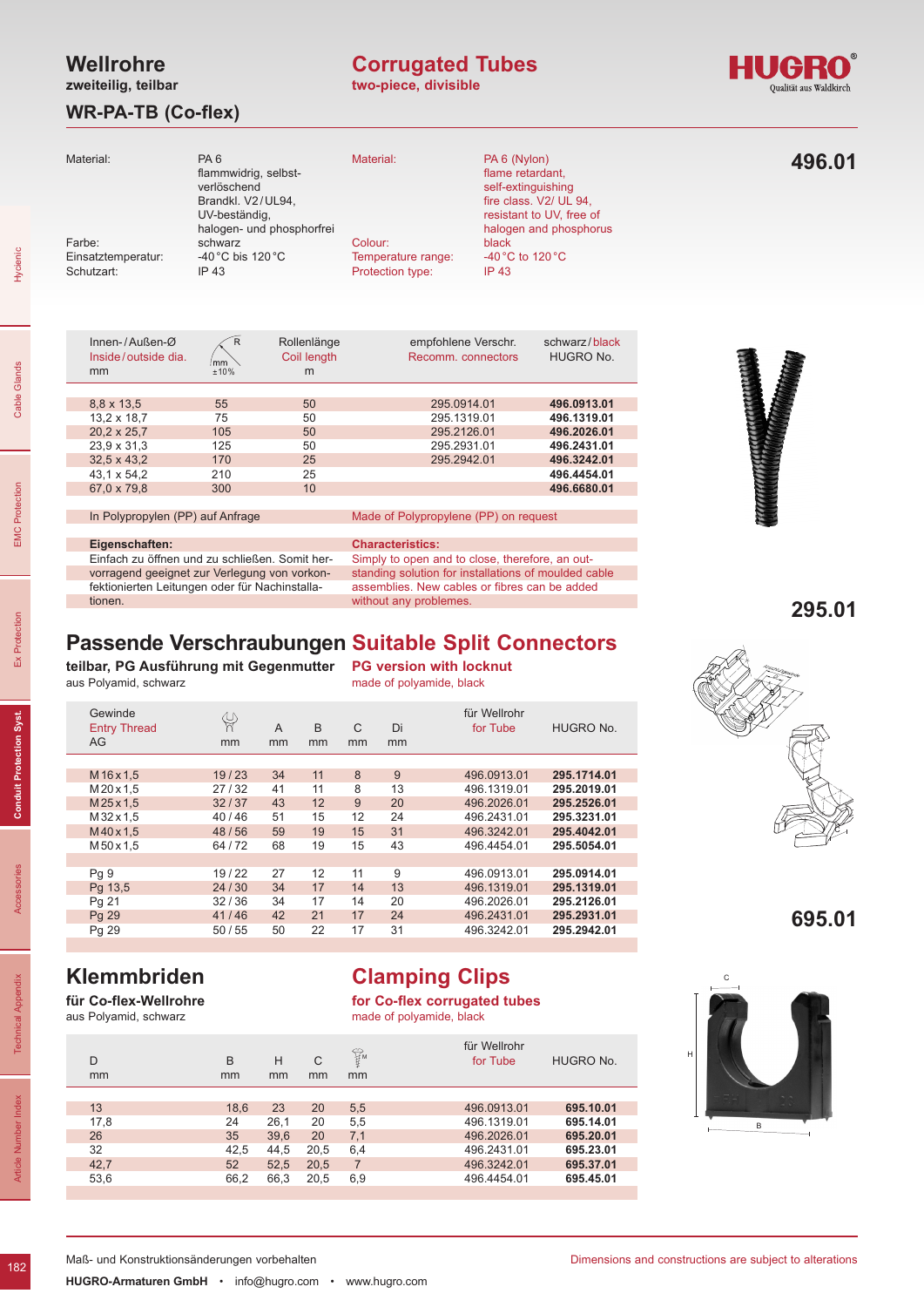# Wellrohre

**zweiteilig, teilbar**

# Corrugated Tubes

**two-piece, divisible**

## WR-PA-TB (Co-flex)

**496.01**

| | | | |
|---|---|---|---|
| Material: | PA 6 flammwidrig, selbst­verlöschend Brandkl. V2 / UL94, UV-beständig, halogen- und phosphorfrei | Material: | PA 6 (Nylon) flame retardant, self-extinguishing fire class. V2/ UL 94, resistant to UV, free of halogen and phosphorus |
| Farbe: | schwarz | Colour: | black |
| Einsatztemperatur: | -40 °C bis 120 °C | Temperature range: | -40 °C to 120 °C |
| Schutzart: | IP 43 | Protection type: | IP 43 |

| Innen- / Außen-Ø Inside / outside dia. mm | R mm ±10 % | Rollenlänge Coil length m | empfohlene Verschr. Recomm. connectors | schwarz / black HUGRO No. |
|---|---|---|---|---|
| 8,8 x 13,5 | 55 | 50 | 295.0914.01 | **496.0913.01** |
| 13,2 x 18,7 | 75 | 50 | 295.1319.01 | **496.1319.01** |
| 20,2 x 25,7 | 105 | 50 | 295.2126.01 | **496.2026.01** |
| 23,9 x 31,3 | 125 | 50 | 295.2931.01 | **496.2431.01** |
| 32,5 x 43,2 | 170 | 25 | 295.2942.01 | **496.3242.01** |
| 43,1 x 54,2 | 210 | 25 | | **496.4454.01** |
| 67,0 x 79,8 | 300 | 10 | | **496.6680.01** |

In Polypropylen (PP) auf Anfrage — Made of Polypropylene (PP) on request

**Eigenschaften:**
Einfach zu öffnen und zu schließen. Somit her­vorragend geeignet zur Verlegung von vorkon­fektionierten Leitungen oder für Nachinstalla­tionen.

**Characteristics:**
Simply to open and to close, therefore, an out­standing solution for installations of moulded cable assemblies. New cables or fibres can be added without any problems.

**295.01**

# Passende Verschraubungen Suitable Split Connectors

**teilbar, PG Ausführung mit Gegenmutter**
aus Polyamid, schwarz

**PG version with locknut**
made of polyamide, black

| Gewinde Entry Thread AG | mm | A mm | B mm | C mm | Di mm | für Wellrohr for Tube | HUGRO No. |
|---|---|---|---|---|---|---|---|
| M 16 x 1,5 | 19 / 23 | 34 | 11 | 8 | 9 | 496.0913.01 | **295.1714.01** |
| M 20 x 1,5 | 27 / 32 | 41 | 11 | 8 | 13 | 496.1319.01 | **295.2019.01** |
| M 25 x 1,5 | 32 / 37 | 43 | 12 | 9 | 20 | 496.2026.01 | **295.2526.01** |
| M 32 x 1,5 | 40 / 46 | 51 | 15 | 12 | 24 | 496.2431.01 | **295.3231.01** |
| M 40 x 1,5 | 48 / 56 | 59 | 19 | 15 | 31 | 496.3242.01 | **295.4042.01** |
| M 50 x 1,5 | 64 / 72 | 68 | 19 | 15 | 43 | 496.4454.01 | **295.5054.01** |
| Pg 9 | 19 / 22 | 27 | 12 | 11 | 9 | 496.0913.01 | **295.0914.01** |
| Pg 13,5 | 24 / 30 | 34 | 17 | 14 | 13 | 496.1319.01 | **295.1319.01** |
| Pg 21 | 32 / 36 | 34 | 17 | 14 | 20 | 496.2026.01 | **295.2126.01** |
| Pg 29 | 41 / 46 | 42 | 21 | 17 | 24 | 496.2431.01 | **295.2931.01** |
| Pg 29 | 50 / 55 | 50 | 22 | 17 | 31 | 496.3242.01 | **295.2942.01** |

**695.01**

# Klemmbriden Clamping Clips

**für Co-flex-Wellrohre**
aus Polyamid, schwarz

**for Co-flex corrugated tubes**
made of polyamide, black

| D mm | B mm | H mm | C mm | mm | für Wellrohr for Tube | HUGRO No. |
|---|---|---|---|---|---|---|
| 13 | 18,6 | 23 | 20 | 5,5 | 496.0913.01 | **695.10.01** |
| 17,8 | 24 | 26,1 | 20 | 5,5 | 496.1319.01 | **695.14.01** |
| 26 | 35 | 39,6 | 20 | 7,1 | 496.2026.01 | **695.20.01** |
| 32 | 42,5 | 44,5 | 20,5 | 6,4 | 496.2431.01 | **695.23.01** |
| 42,7 | 52 | 52,5 | 20,5 | 7 | 496.3242.01 | **695.37.01** |
| 53,6 | 66,2 | 66,3 | 20,5 | 6,9 | 496.4454.01 | **695.45.01** |

Maß- und Konstruktionsänderungen vorbehalten — Dimensions and constructions are subject to alterations

**HUGRO-Armaturen GmbH** • info@hugro.com • www.hugro.com